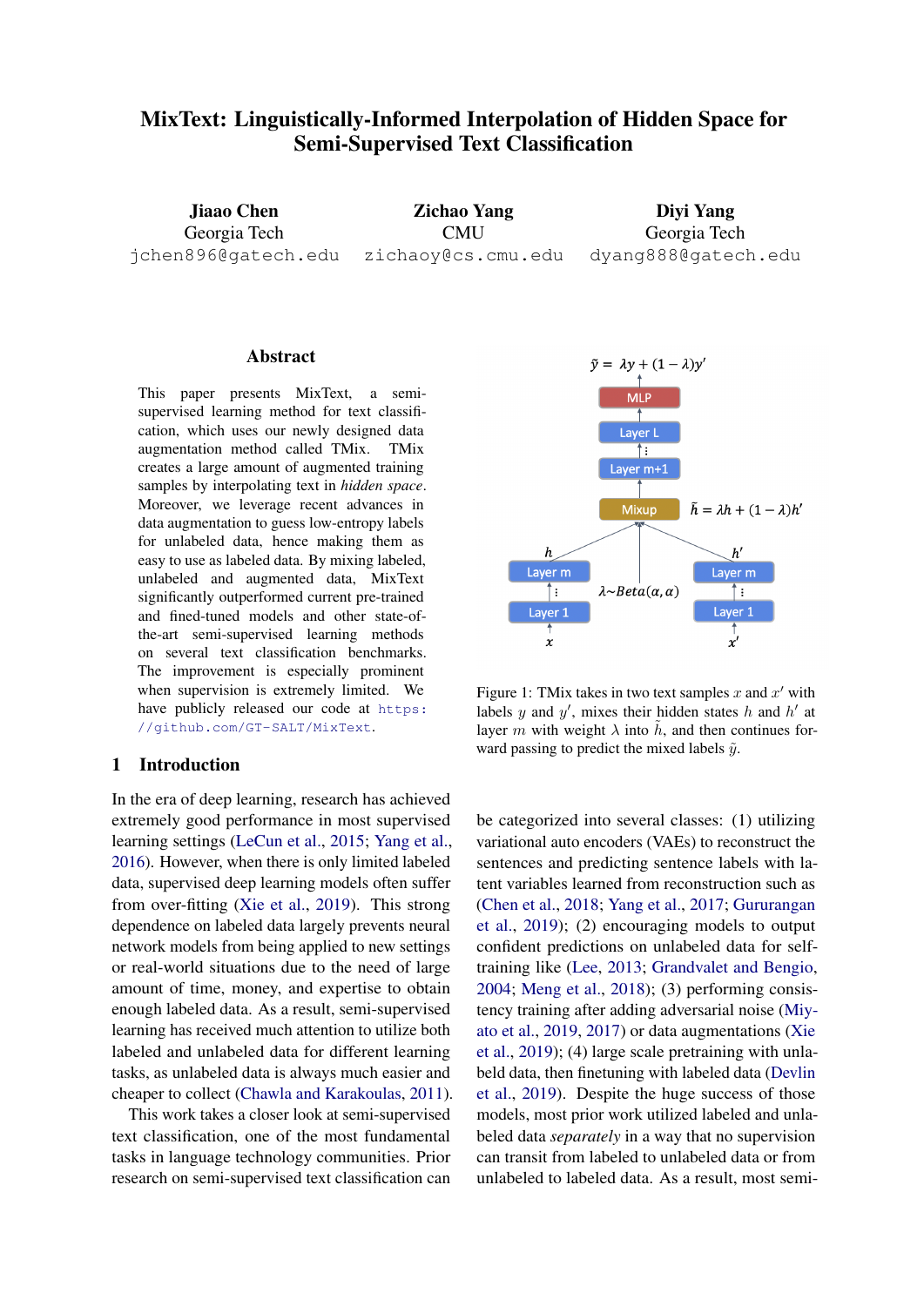# MixText: Linguistically-Informed Interpolation of Hidden Space for Semi-Supervised Text Classification

**Jiaao Chen**
Georgia Tech
jchen896@gatech.edu

**Zichao Yang**
CMU
zichaoy@cs.cmu.edu

**Diyi Yang**
Georgia Tech
dyang888@gatech.edu

## Abstract

This paper presents MixText, a semi-supervised learning method for text classification, which uses our newly designed data augmentation method called TMix. TMix creates a large amount of augmented training samples by interpolating text in *hidden space*. Moreover, we leverage recent advances in data augmentation to guess low-entropy labels for unlabeled data, hence making them as easy to use as labeled data. By mixing labeled, unlabeled and augmented data, MixText significantly outperformed current pre-trained and fined-tuned models and other state-of-the-art semi-supervised learning methods on several text classification benchmarks. The improvement is especially prominent when supervision is extremely limited. We have publicly released our code at https://github.com/GT-SALT/MixText.

Figure 1: TMix takes in two text samples $x$ and $x'$ with labels $y$ and $y'$, mixes their hidden states $h$ and $h'$ at layer $m$ with weight $\lambda$ into $\tilde{h}$, and then continues forward passing to predict the mixed labels $\tilde{y}$.

## 1 Introduction

In the era of deep learning, research has achieved extremely good performance in most supervised learning settings (LeCun et al., 2015; Yang et al., 2016). However, when there is only limited labeled data, supervised deep learning models often suffer from over-fitting (Xie et al., 2019). This strong dependence on labeled data largely prevents neural network models from being applied to new settings or real-world situations due to the need of large amount of time, money, and expertise to obtain enough labeled data. As a result, semi-supervised learning has received much attention to utilize both labeled and unlabeled data for different learning tasks, as unlabeled data is always much easier and cheaper to collect (Chawla and Karakoulas, 2011).

This work takes a closer look at semi-supervised text classification, one of the most fundamental tasks in language technology communities. Prior research on semi-supervised text classification can be categorized into several classes: (1) utilizing variational auto encoders (VAEs) to reconstruct the sentences and predicting sentence labels with latent variables learned from reconstruction such as (Chen et al., 2018; Yang et al., 2017; Gururangan et al., 2019); (2) encouraging models to output confident predictions on unlabeled data for self-training like (Lee, 2013; Grandvalet and Bengio, 2004; Meng et al., 2018); (3) performing consistency training after adding adversarial noise (Miyato et al., 2019, 2017) or data augmentations (Xie et al., 2019); (4) large scale pretraining with unlabeld data, then finetuning with labeled data (Devlin et al., 2019). Despite the huge success of those models, most prior work utilized labeled and unlabeled data *separately* in a way that no supervision can transit from labeled to unlabeled data or from unlabeled to labeled data. As a result, most semi-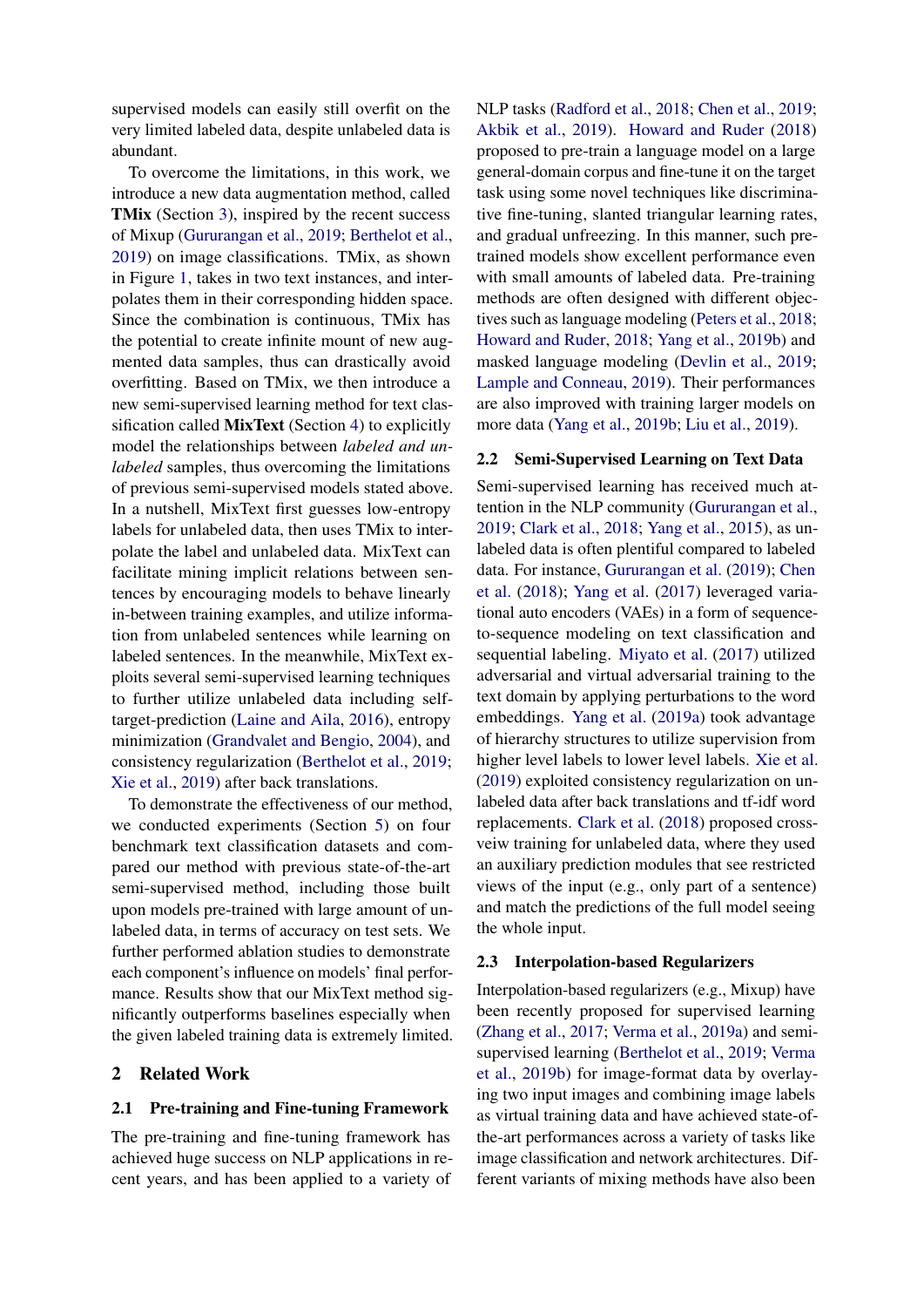supervised models can easily still overfit on the very limited labeled data, despite unlabeled data is abundant.

To overcome the limitations, in this work, we introduce a new data augmentation method, called **TMix** (Section 3), inspired by the recent success of Mixup (Gururangan et al., 2019; Berthelot et al., 2019) on image classifications. TMix, as shown in Figure 1, takes in two text instances, and interpolates them in their corresponding hidden space. Since the combination is continuous, TMix has the potential to create infinite mount of new augmented data samples, thus can drastically avoid overfitting. Based on TMix, we then introduce a new semi-supervised learning method for text classification called **MixText** (Section 4) to explicitly model the relationships between *labeled and unlabeled* samples, thus overcoming the limitations of previous semi-supervised models stated above. In a nutshell, MixText first guesses low-entropy labels for unlabeled data, then uses TMix to interpolate the label and unlabeled data. MixText can facilitate mining implicit relations between sentences by encouraging models to behave linearly in-between training examples, and utilize information from unlabeled sentences while learning on labeled sentences. In the meanwhile, MixText exploits several semi-supervised learning techniques to further utilize unlabeled data including self-target-prediction (Laine and Aila, 2016), entropy minimization (Grandvalet and Bengio, 2004), and consistency regularization (Berthelot et al., 2019; Xie et al., 2019) after back translations.

To demonstrate the effectiveness of our method, we conducted experiments (Section 5) on four benchmark text classification datasets and compared our method with previous state-of-the-art semi-supervised method, including those built upon models pre-trained with large amount of unlabeled data, in terms of accuracy on test sets. We further performed ablation studies to demonstrate each component's influence on models' final performance. Results show that our MixText method significantly outperforms baselines especially when the given labeled training data is extremely limited.

## 2 Related Work

### 2.1 Pre-training and Fine-tuning Framework

The pre-training and fine-tuning framework has achieved huge success on NLP applications in recent years, and has been applied to a variety of NLP tasks (Radford et al., 2018; Chen et al., 2019; Akbik et al., 2019). Howard and Ruder (2018) proposed to pre-train a language model on a large general-domain corpus and fine-tune it on the target task using some novel techniques like discriminative fine-tuning, slanted triangular learning rates, and gradual unfreezing. In this manner, such pre-trained models show excellent performance even with small amounts of labeled data. Pre-training methods are often designed with different objectives such as language modeling (Peters et al., 2018; Howard and Ruder, 2018; Yang et al., 2019b) and masked language modeling (Devlin et al., 2019; Lample and Conneau, 2019). Their performances are also improved with training larger models on more data (Yang et al., 2019b; Liu et al., 2019).

### 2.2 Semi-Supervised Learning on Text Data

Semi-supervised learning has received much attention in the NLP community (Gururangan et al., 2019; Clark et al., 2018; Yang et al., 2015), as unlabeled data is often plentiful compared to labeled data. For instance, Gururangan et al. (2019); Chen et al. (2018); Yang et al. (2017) leveraged variational auto encoders (VAEs) in a form of sequence-to-sequence modeling on text classification and sequential labeling. Miyato et al. (2017) utilized adversarial and virtual adversarial training to the text domain by applying perturbations to the word embeddings. Yang et al. (2019a) took advantage of hierarchy structures to utilize supervision from higher level labels to lower level labels. Xie et al. (2019) exploited consistency regularization on unlabeled data after back translations and tf-idf word replacements. Clark et al. (2018) proposed cross-veiw training for unlabeled data, where they used an auxiliary prediction modules that see restricted views of the input (e.g., only part of a sentence) and match the predictions of the full model seeing the whole input.

### 2.3 Interpolation-based Regularizers

Interpolation-based regularizers (e.g., Mixup) have been recently proposed for supervised learning (Zhang et al., 2017; Verma et al., 2019a) and semi-supervised learning (Berthelot et al., 2019; Verma et al., 2019b) for image-format data by overlaying two input images and combining image labels as virtual training data and have achieved state-of-the-art performances across a variety of tasks like image classification and network architectures. Different variants of mixing methods have also been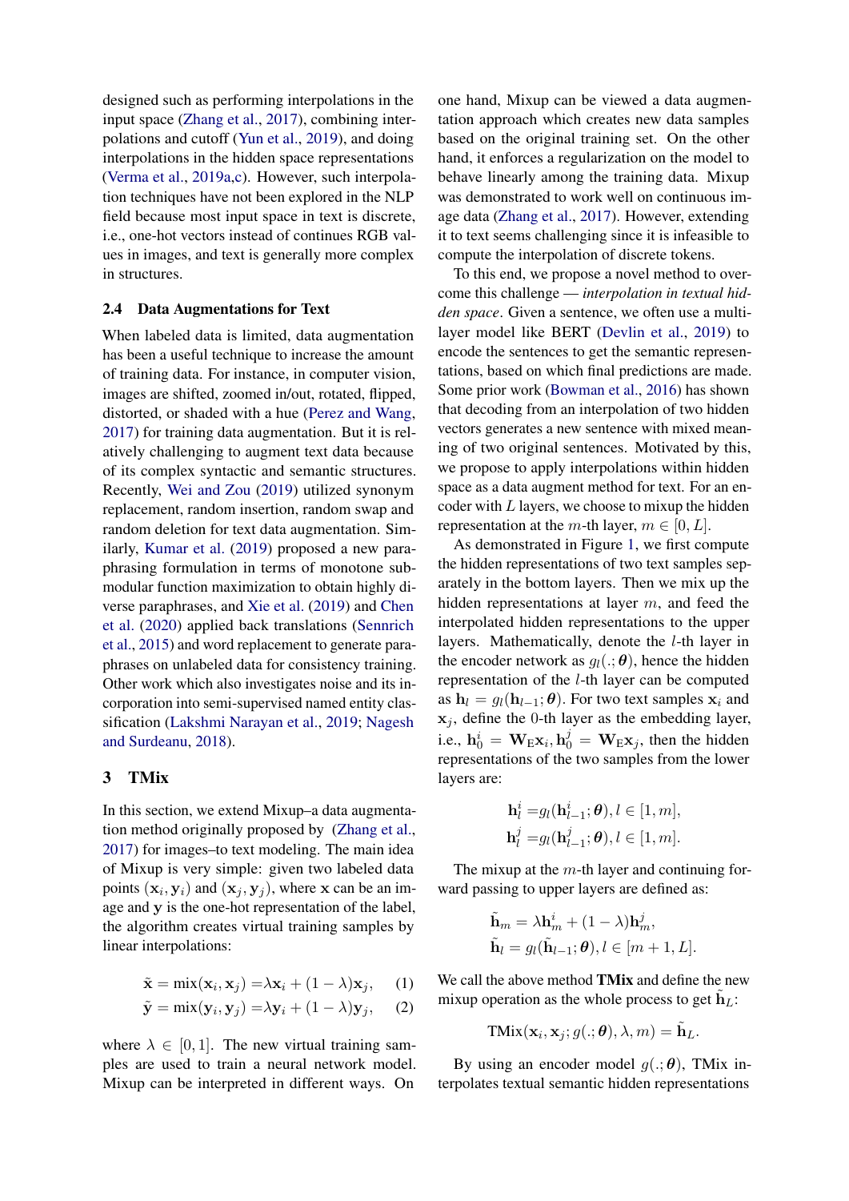designed such as performing interpolations in the input space (Zhang et al., 2017), combining interpolations and cutoff (Yun et al., 2019), and doing interpolations in the hidden space representations (Verma et al., 2019a,c). However, such interpolation techniques have not been explored in the NLP field because most input space in text is discrete, i.e., one-hot vectors instead of continues RGB values in images, and text is generally more complex in structures.

### 2.4 Data Augmentations for Text

When labeled data is limited, data augmentation has been a useful technique to increase the amount of training data. For instance, in computer vision, images are shifted, zoomed in/out, rotated, flipped, distorted, or shaded with a hue (Perez and Wang, 2017) for training data augmentation. But it is relatively challenging to augment text data because of its complex syntactic and semantic structures. Recently, Wei and Zou (2019) utilized synonym replacement, random insertion, random swap and random deletion for text data augmentation. Similarly, Kumar et al. (2019) proposed a new paraphrasing formulation in terms of monotone submodular function maximization to obtain highly diverse paraphrases, and Xie et al. (2019) and Chen et al. (2020) applied back translations (Sennrich et al., 2015) and word replacement to generate paraphrases on unlabeled data for consistency training. Other work which also investigates noise and its incorporation into semi-supervised named entity classification (Lakshmi Narayan et al., 2019; Nagesh and Surdeanu, 2018).

## 3 TMix

In this section, we extend Mixup–a data augmentation method originally proposed by (Zhang et al., 2017) for images–to text modeling. The main idea of Mixup is very simple: given two labeled data points $(\mathbf{x}_i, \mathbf{y}_i)$ and $(\mathbf{x}_j, \mathbf{y}_j)$, where $\mathbf{x}$ can be an image and $\mathbf{y}$ is the one-hot representation of the label, the algorithm creates virtual training samples by linear interpolations:

$$\tilde{\mathbf{x}} = \text{mix}(\mathbf{x}_i, \mathbf{x}_j) = \lambda \mathbf{x}_i + (1-\lambda)\mathbf{x}_j, \quad (1)$$

$$\tilde{\mathbf{y}} = \text{mix}(\mathbf{y}_i, \mathbf{y}_j) = \lambda \mathbf{y}_i + (1-\lambda)\mathbf{y}_j, \quad (2)$$

where $\lambda \in [0, 1]$. The new virtual training samples are used to train a neural network model. Mixup can be interpreted in different ways. On one hand, Mixup can be viewed a data augmentation approach which creates new data samples based on the original training set. On the other hand, it enforces a regularization on the model to behave linearly among the training data. Mixup was demonstrated to work well on continuous image data (Zhang et al., 2017). However, extending it to text seems challenging since it is infeasible to compute the interpolation of discrete tokens.

To this end, we propose a novel method to overcome this challenge — *interpolation in textual hidden space*. Given a sentence, we often use a multi-layer model like BERT (Devlin et al., 2019) to encode the sentences to get the semantic representations, based on which final predictions are made. Some prior work (Bowman et al., 2016) has shown that decoding from an interpolation of two hidden vectors generates a new sentence with mixed meaning of two original sentences. Motivated by this, we propose to apply interpolations within hidden space as a data augment method for text. For an encoder with $L$ layers, we choose to mixup the hidden representation at the $m$-th layer, $m \in [0, L]$.

As demonstrated in Figure 1, we first compute the hidden representations of two text samples separately in the bottom layers. Then we mix up the hidden representations at layer $m$, and feed the interpolated hidden representations to the upper layers. Mathematically, denote the $l$-th layer in the encoder network as $g_l(.; \boldsymbol{\theta})$, hence the hidden representation of the $l$-th layer can be computed as $\mathbf{h}_l = g_l(\mathbf{h}_{l-1}; \boldsymbol{\theta})$. For two text samples $\mathbf{x}_i$ and $\mathbf{x}_j$, define the 0-th layer as the embedding layer, i.e., $\mathbf{h}_0^i = \mathbf{W}_{\text{E}}\mathbf{x}_i, \mathbf{h}_0^j = \mathbf{W}_{\text{E}}\mathbf{x}_j$, then the hidden representations of the two samples from the lower layers are:

$$\mathbf{h}_l^i = g_l(\mathbf{h}_{l-1}^i; \boldsymbol{\theta}), l \in [1, m],$$

$$\mathbf{h}_l^j = g_l(\mathbf{h}_{l-1}^j; \boldsymbol{\theta}), l \in [1, m].$$

The mixup at the $m$-th layer and continuing forward passing to upper layers are defined as:

$$\tilde{\mathbf{h}}_m = \lambda \mathbf{h}_m^i + (1-\lambda)\mathbf{h}_m^j,$$

$$\tilde{\mathbf{h}}_l = g_l(\tilde{\mathbf{h}}_{l-1}; \boldsymbol{\theta}), l \in [m+1, L].$$

We call the above method **TMix** and define the new mixup operation as the whole process to get $\tilde{\mathbf{h}}_L$:

$$\text{TMix}(\mathbf{x}_i, \mathbf{x}_j; g(.; \boldsymbol{\theta}), \lambda, m) = \tilde{\mathbf{h}}_L.$$

By using an encoder model $g(.; \boldsymbol{\theta})$, TMix interpolates textual semantic hidden representations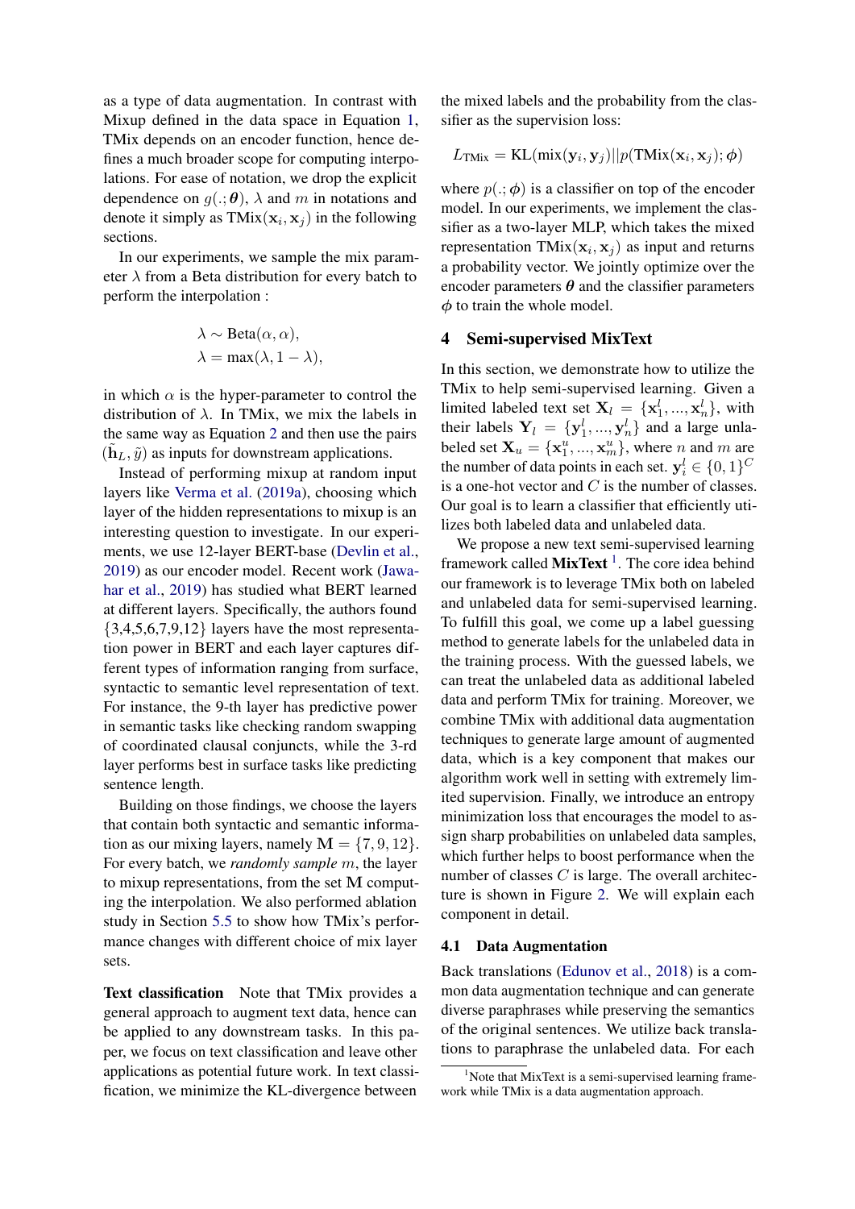as a type of data augmentation. In contrast with Mixup defined in the data space in Equation 1, TMix depends on an encoder function, hence defines a much broader scope for computing interpolations. For ease of notation, we drop the explicit dependence on $g(.;\boldsymbol{\theta})$, $\lambda$ and $m$ in notations and denote it simply as $\text{TMix}(\mathbf{x}_i, \mathbf{x}_j)$ in the following sections.

In our experiments, we sample the mix parameter $\lambda$ from a Beta distribution for every batch to perform the interpolation :

$$\lambda \sim \text{Beta}(\alpha, \alpha),$$
$$\lambda = \max(\lambda, 1-\lambda),$$

in which $\alpha$ is the hyper-parameter to control the distribution of $\lambda$. In TMix, we mix the labels in the same way as Equation 2 and then use the pairs $(\tilde{\mathbf{h}}_L, \tilde{y})$ as inputs for downstream applications.

Instead of performing mixup at random input layers like Verma et al. (2019a), choosing which layer of the hidden representations to mixup is an interesting question to investigate. In our experiments, we use 12-layer BERT-base (Devlin et al., 2019) as our encoder model. Recent work (Jawahar et al., 2019) has studied what BERT learned at different layers. Specifically, the authors found {3,4,5,6,7,9,12} layers have the most representation power in BERT and each layer captures different types of information ranging from surface, syntactic to semantic level representation of text. For instance, the 9-th layer has predictive power in semantic tasks like checking random swapping of coordinated clausal conjuncts, while the 3-rd layer performs best in surface tasks like predicting sentence length.

Building on those findings, we choose the layers that contain both syntactic and semantic information as our mixing layers, namely $\mathbf{M} = \{7, 9, 12\}$. For every batch, we *randomly sample* $m$, the layer to mixup representations, from the set $\mathbf{M}$ computing the interpolation. We also performed ablation study in Section 5.5 to show how TMix's performance changes with different choice of mix layer sets.

**Text classification** Note that TMix provides a general approach to augment text data, hence can be applied to any downstream tasks. In this paper, we focus on text classification and leave other applications as potential future work. In text classification, we minimize the KL-divergence between the mixed labels and the probability from the classifier as the supervision loss:

$$L_{\text{TMix}} = \text{KL}(\text{mix}(\mathbf{y}_i, \mathbf{y}_j)||p(\text{TMix}(\mathbf{x}_i, \mathbf{x}_j); \boldsymbol{\phi})$$

where $p(.;\boldsymbol{\phi})$ is a classifier on top of the encoder model. In our experiments, we implement the classifier as a two-layer MLP, which takes the mixed representation $\text{TMix}(\mathbf{x}_i, \mathbf{x}_j)$ as input and returns a probability vector. We jointly optimize over the encoder parameters $\boldsymbol{\theta}$ and the classifier parameters $\boldsymbol{\phi}$ to train the whole model.

## 4 Semi-supervised MixText

In this section, we demonstrate how to utilize the TMix to help semi-supervised learning. Given a limited labeled text set $\mathbf{X}_l = \{\mathbf{x}_1^l, ..., \mathbf{x}_n^l\}$, with their labels $\mathbf{Y}_l = \{\mathbf{y}_1^l, ..., \mathbf{y}_n^l\}$ and a large unlabeled set $\mathbf{X}_u = \{\mathbf{x}_1^u, ..., \mathbf{x}_m^u\}$, where $n$ and $m$ are the number of data points in each set. $\mathbf{y}_i^l \in \{0, 1\}^C$ is a one-hot vector and $C$ is the number of classes. Our goal is to learn a classifier that efficiently utilizes both labeled data and unlabeled data.

We propose a new text semi-supervised learning framework called **MixText** [1]. The core idea behind our framework is to leverage TMix both on labeled and unlabeled data for semi-supervised learning. To fulfill this goal, we come up a label guessing method to generate labels for the unlabeled data in the training process. With the guessed labels, we can treat the unlabeled data as additional labeled data and perform TMix for training. Moreover, we combine TMix with additional data augmentation techniques to generate large amount of augmented data, which is a key component that makes our algorithm work well in setting with extremely limited supervision. Finally, we introduce an entropy minimization loss that encourages the model to assign sharp probabilities on unlabeled data samples, which further helps to boost performance when the number of classes $C$ is large. The overall architecture is shown in Figure 2. We will explain each component in detail.

### 4.1 Data Augmentation

Back translations (Edunov et al., 2018) is a common data augmentation technique and can generate diverse paraphrases while preserving the semantics of the original sentences. We utilize back translations to paraphrase the unlabeled data. For each

[1] Note that MixText is a semi-supervised learning framework while TMix is a data augmentation approach.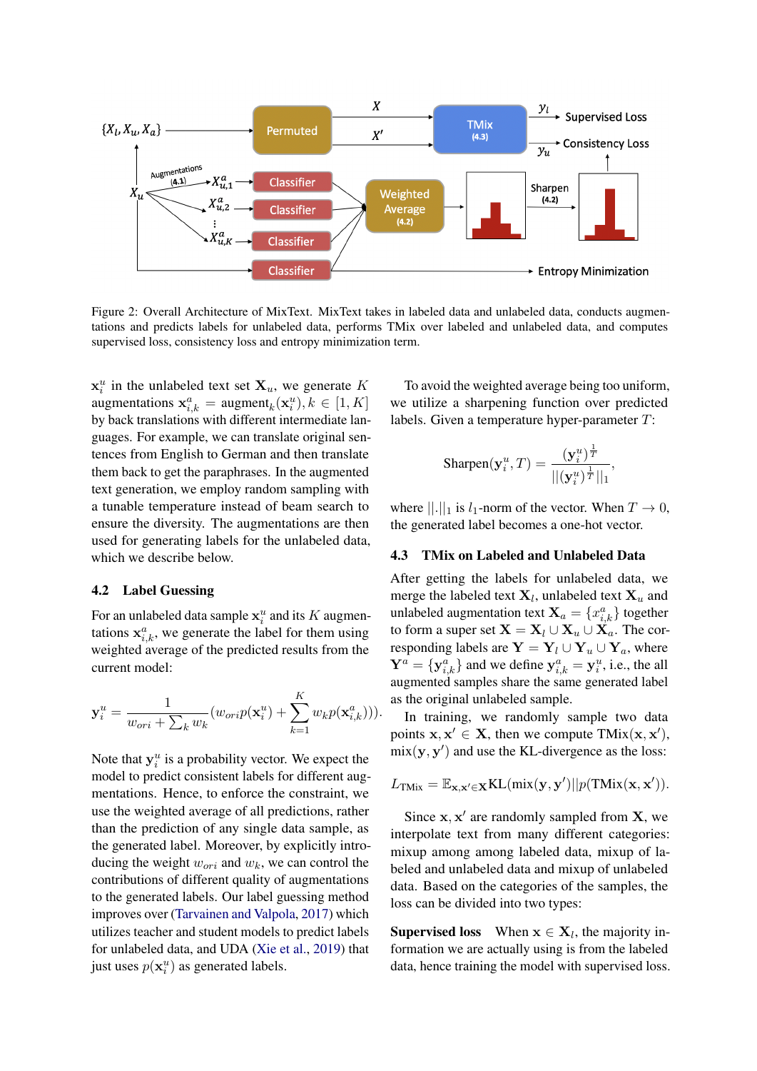Figure 2: Overall Architecture of MixText. MixText takes in labeled data and unlabeled data, conducts augmentations and predicts labels for unlabeled data, performs TMix over labeled and unlabeled data, and computes supervised loss, consistency loss and entropy minimization term.

$\mathbf{x}_i^u$ in the unlabeled text set $\mathbf{X}_u$, we generate $K$ augmentations $\mathbf{x}_{i,k}^a = \text{augment}_k(\mathbf{x}_i^u), k \in [1, K]$ by back translations with different intermediate languages. For example, we can translate original sentences from English to German and then translate them back to get the paraphrases. In the augmented text generation, we employ random sampling with a tunable temperature instead of beam search to ensure the diversity. The augmentations are then used for generating labels for the unlabeled data, which we describe below.

### 4.2 Label Guessing

For an unlabeled data sample $\mathbf{x}_i^u$ and its $K$ augmentations $\mathbf{x}_{i,k}^a$, we generate the label for them using weighted average of the predicted results from the current model:

$$\mathbf{y}_i^u = \frac{1}{w_{ori} + \sum_k w_k}(w_{ori}p(\mathbf{x}_i^u) + \sum_{k=1}^{K} w_k p(\mathbf{x}_{i,k}^a))).$$

Note that $\mathbf{y}_i^u$ is a probability vector. We expect the model to predict consistent labels for different augmentations. Hence, to enforce the constraint, we use the weighted average of all predictions, rather than the prediction of any single data sample, as the generated label. Moreover, by explicitly introducing the weight $w_{ori}$ and $w_k$, we can control the contributions of different quality of augmentations to the generated labels. Our label guessing method improves over (Tarvainen and Valpola, 2017) which utilizes teacher and student models to predict labels for unlabeled data, and UDA (Xie et al., 2019) that just uses $p(\mathbf{x}_i^u)$ as generated labels.

To avoid the weighted average being too uniform, we utilize a sharpening function over predicted labels. Given a temperature hyper-parameter $T$:

$$\text{Sharpen}(\mathbf{y}_i^u, T) = \frac{(\mathbf{y}_i^u)^{\frac{1}{T}}}{||(\mathbf{y}_i^u)^{\frac{1}{T}}||_1},$$

where $||.||_1$ is $l_1$-norm of the vector. When $T \to 0$, the generated label becomes a one-hot vector.

### 4.3 TMix on Labeled and Unlabeled Data

After getting the labels for unlabeled data, we merge the labeled text $\mathbf{X}_l$, unlabeled text $\mathbf{X}_u$ and unlabeled augmentation text $\mathbf{X}_a = \{x_{i,k}^a\}$ together to form a super set $\mathbf{X} = \mathbf{X}_l \cup \mathbf{X}_u \cup \mathbf{X}_a$. The corresponding labels are $\mathbf{Y} = \mathbf{Y}_l \cup \mathbf{Y}_u \cup \mathbf{Y}_a$, where $\mathbf{Y}^a = \{\mathbf{y}_{i,k}^a\}$ and we define $\mathbf{y}_{i,k}^a = \mathbf{y}_i^u$, i.e., the all augmented samples share the same generated label as the original unlabeled sample.

In training, we randomly sample two data points $\mathbf{x}, \mathbf{x}' \in \mathbf{X}$, then we compute TMix$(\mathbf{x}, \mathbf{x}')$, mix$(\mathbf{y}, \mathbf{y}')$ and use the KL-divergence as the loss:

$$L_{\text{TMix}} = \mathbb{E}_{\mathbf{x},\mathbf{x}' \in \mathbf{X}} \text{KL}(\text{mix}(\mathbf{y}, \mathbf{y}')||p(\text{TMix}(\mathbf{x}, \mathbf{x}')).$$

Since $\mathbf{x}, \mathbf{x}'$ are randomly sampled from $\mathbf{X}$, we interpolate text from many different categories: mixup among among labeled data, mixup of labeled and unlabeled data and mixup of unlabeled data. Based on the categories of the samples, the loss can be divided into two types:

**Supervised loss** When $\mathbf{x} \in \mathbf{X}_l$, the majority information we are actually using is from the labeled data, hence training the model with supervised loss.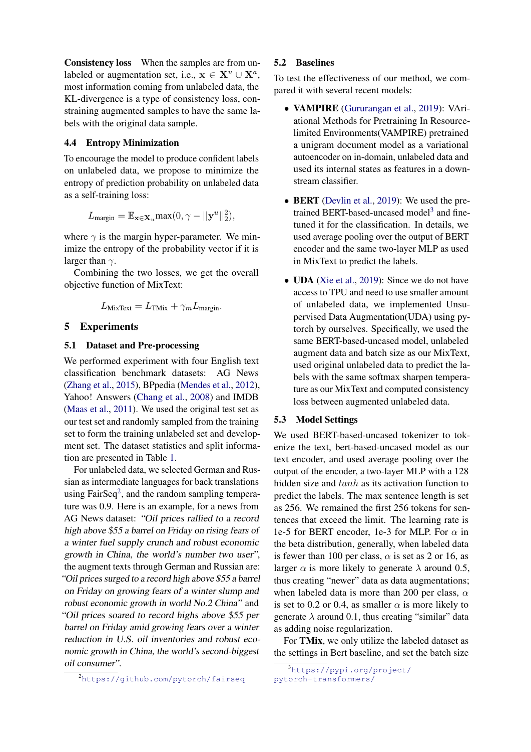**Consistency loss** When the samples are from unlabeled or augmentation set, i.e., $\mathbf{x} \in \mathbf{X}^u \cup \mathbf{X}^a$, most information coming from unlabeled data, the KL-divergence is a type of consistency loss, constraining augmented samples to have the same labels with the original data sample.

### 4.4 Entropy Minimization

To encourage the model to produce confident labels on unlabeled data, we propose to minimize the entropy of prediction probability on unlabeled data as a self-training loss:

$$L_{\text{margin}} = \mathbb{E}_{\mathbf{x} \in \mathbf{X}_u} \max(0, \gamma - ||\mathbf{y}^u||_2^2),$$

where $\gamma$ is the margin hyper-parameter. We minimize the entropy of the probability vector if it is larger than $\gamma$.

Combining the two losses, we get the overall objective function of MixText:

$$L_{\text{MixText}} = L_{\text{TMix}} + \gamma_m L_{\text{margin}}.$$

## 5 Experiments

### 5.1 Dataset and Pre-processing

We performed experiment with four English text classification benchmark datasets: AG News (Zhang et al., 2015), BPpedia (Mendes et al., 2012), Yahoo! Answers (Chang et al., 2008) and IMDB (Maas et al., 2011). We used the original test set as our test set and randomly sampled from the training set to form the training unlabeled set and development set. The dataset statistics and split information are presented in Table 1.

For unlabeled data, we selected German and Russian as intermediate languages for back translations using FairSeq[2], and the random sampling temperature was 0.9. Here is an example, for a news from AG News dataset: *"Oil prices rallied to a record high above $55 a barrel on Friday on rising fears of a winter fuel supply crunch and robust economic growth in China, the world's number two user"*, the augment texts through German and Russian are: *"Oil prices surged to a record high above $55 a barrel on Friday on growing fears of a winter slump and robust economic growth in world No.2 China"* and *"Oil prices soared to record highs above $55 per barrel on Friday amid growing fears over a winter reduction in U.S. oil inventories and robust economic growth in China, the world's second-biggest oil consumer"*.

### 5.2 Baselines

To test the effectiveness of our method, we compared it with several recent models:

- **VAMPIRE** (Gururangan et al., 2019): VAriational Methods for Pretraining In Resource-limited Environments(VAMPIRE) pretrained a unigram document model as a variational autoencoder on in-domain, unlabeled data and used its internal states as features in a downstream classifier.
- **BERT** (Devlin et al., 2019): We used the pre-trained BERT-based-uncased model[3] and fine-tuned it for the classification. In details, we used average pooling over the output of BERT encoder and the same two-layer MLP as used in MixText to predict the labels.
- **UDA** (Xie et al., 2019): Since we do not have access to TPU and need to use smaller amount of unlabeled data, we implemented Unsupervised Data Augmentation(UDA) using pytorch by ourselves. Specifically, we used the same BERT-based-uncased model, unlabeled augment data and batch size as our MixText, used original unlabeled data to predict the labels with the same softmax sharpen temperature as our MixText and computed consistency loss between augmented unlabeled data.

### 5.3 Model Settings

We used BERT-based-uncased tokenizer to tokenize the text, bert-based-uncased model as our text encoder, and used average pooling over the output of the encoder, a two-layer MLP with a 128 hidden size and $tanh$ as its activation function to predict the labels. The max sentence length is set as 256. We remained the first 256 tokens for sentences that exceed the limit. The learning rate is 1e-5 for BERT encoder, 1e-3 for MLP. For $\alpha$ in the beta distribution, generally, when labeled data is fewer than 100 per class, $\alpha$ is set as 2 or 16, as larger $\alpha$ is more likely to generate $\lambda$ around 0.5, thus creating "newer" data as data augmentations; when labeled data is more than 200 per class, $\alpha$ is set to 0.2 or 0.4, as smaller $\alpha$ is more likely to generate $\lambda$ around 0.1, thus creating "similar" data as adding noise regularization.

For **TMix**, we only utilize the labeled dataset as the settings in Bert baseline, and set the batch size

[2] https://github.com/pytorch/fairseq

[3] https://pypi.org/project/pytorch-transformers/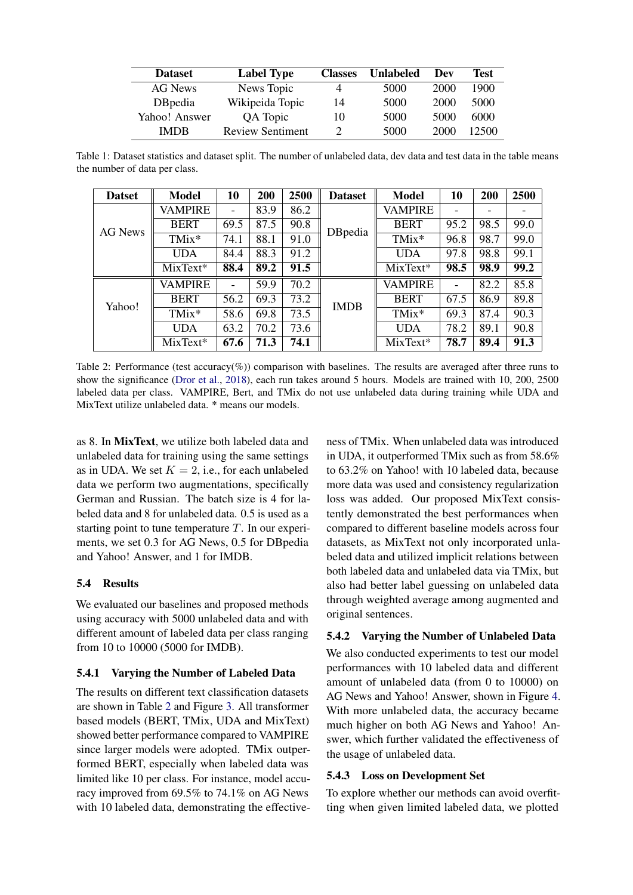| Dataset | Label Type | Classes | Unlabeled | Dev | Test |
|---|---|---|---|---|---|
| AG News | News Topic | 4 | 5000 | 2000 | 1900 |
| DBpedia | Wikipeida Topic | 14 | 5000 | 2000 | 5000 |
| Yahoo! Answer | QA Topic | 10 | 5000 | 5000 | 6000 |
| IMDB | Review Sentiment | 2 | 5000 | 2000 | 12500 |

Table 1: Dataset statistics and dataset split. The number of unlabeled data, dev data and test data in the table means the number of data per class.

| Datset | Model | 10 | 200 | 2500 | Dataset | Model | 10 | 200 | 2500 |
|---|---|---|---|---|---|---|---|---|---|
| AG News | VAMPIRE | - | 83.9 | 86.2 | DBpedia | VAMPIRE | - | - | - |
| | BERT | 69.5 | 87.5 | 90.8 | | BERT | 95.2 | 98.5 | 99.0 |
| | TMix* | 74.1 | 88.1 | 91.0 | | TMix* | 96.8 | 98.7 | 99.0 |
| | UDA | 84.4 | 88.3 | 91.2 | | UDA | 97.8 | 98.8 | 99.1 |
| | MixText* | **88.4** | **89.2** | **91.5** | | MixText* | **98.5** | **98.9** | **99.2** |
| Yahoo! | VAMPIRE | - | 59.9 | 70.2 | IMDB | VAMPIRE | - | 82.2 | 85.8 |
| | BERT | 56.2 | 69.3 | 73.2 | | BERT | 67.5 | 86.9 | 89.8 |
| | TMix* | 58.6 | 69.8 | 73.5 | | TMix* | 69.3 | 87.4 | 90.3 |
| | UDA | 63.2 | 70.2 | 73.6 | | UDA | 78.2 | 89.1 | 90.8 |
| | MixText* | **67.6** | **71.3** | **74.1** | | MixText* | **78.7** | **89.4** | **91.3** |

Table 2: Performance (test accuracy(%)) comparison with baselines. The results are averaged after three runs to show the significance (Dror et al., 2018), each run takes around 5 hours. Models are trained with 10, 200, 2500 labeled data per class. VAMPIRE, Bert, and TMix do not use unlabeled data during training while UDA and MixText utilize unlabeled data. * means our models.

as 8. In **MixText**, we utilize both labeled data and unlabeled data for training using the same settings as in UDA. We set $K = 2$, i.e., for each unlabeled data we perform two augmentations, specifically German and Russian. The batch size is 4 for labeled data and 8 for unlabeled data. 0.5 is used as a starting point to tune temperature $T$. In our experiments, we set 0.3 for AG News, 0.5 for DBpedia and Yahoo! Answer, and 1 for IMDB.

### 5.4 Results

We evaluated our baselines and proposed methods using accuracy with 5000 unlabeled data and with different amount of labeled data per class ranging from 10 to 10000 (5000 for IMDB).

#### 5.4.1 Varying the Number of Labeled Data

The results on different text classification datasets are shown in Table 2 and Figure 3. All transformer based models (BERT, TMix, UDA and MixText) showed better performance compared to VAMPIRE since larger models were adopted. TMix outperformed BERT, especially when labeled data was limited like 10 per class. For instance, model accuracy improved from 69.5% to 74.1% on AG News with 10 labeled data, demonstrating the effectiveness of TMix. When unlabeled data was introduced in UDA, it outperformed TMix such as from 58.6% to 63.2% on Yahoo! with 10 labeled data, because more data was used and consistency regularization loss was added. Our proposed MixText consistently demonstrated the best performances when compared to different baseline models across four datasets, as MixText not only incorporated unlabeled data and utilized implicit relations between both labeled data and unlabeled data via TMix, but also had better label guessing on unlabeled data through weighted average among augmented and original sentences.

#### 5.4.2 Varying the Number of Unlabeled Data

We also conducted experiments to test our model performances with 10 labeled data and different amount of unlabeled data (from 0 to 10000) on AG News and Yahoo! Answer, shown in Figure 4. With more unlabeled data, the accuracy became much higher on both AG News and Yahoo! Answer, which further validated the effectiveness of the usage of unlabeled data.

#### 5.4.3 Loss on Development Set

To explore whether our methods can avoid overfitting when given limited labeled data, we plotted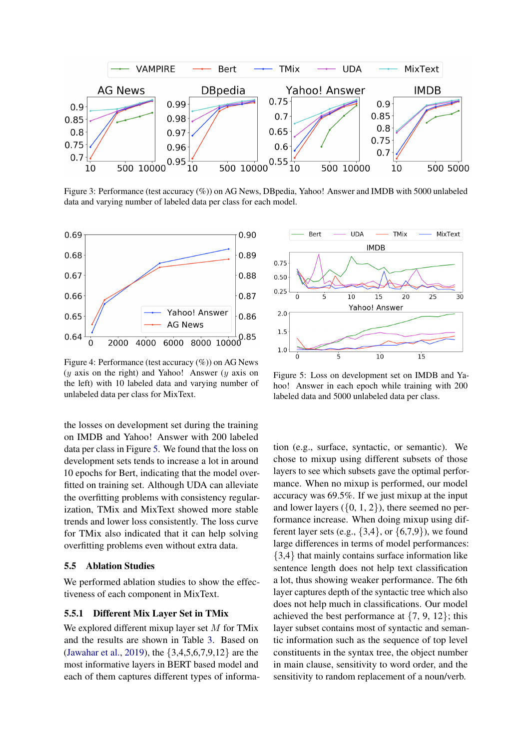Figure 3: Performance (test accuracy (%)) on AG News, DBpedia, Yahoo! Answer and IMDB with 5000 unlabeled data and varying number of labeled data per class for each model.

Figure 4: Performance (test accuracy (%)) on AG News ($y$ axis on the right) and Yahoo! Answer ($y$ axis on the left) with 10 labeled data and varying number of unlabeled data per class for MixText.

Figure 5: Loss on development set on IMDB and Yahoo! Answer in each epoch while training with 200 labeled data and 5000 unlabeled data per class.

the losses on development set during the training on IMDB and Yahoo! Answer with 200 labeled data per class in Figure 5. We found that the loss on development sets tends to increase a lot in around 10 epochs for Bert, indicating that the model overfitted on training set. Although UDA can alleviate the overfitting problems with consistency regularization, TMix and MixText showed more stable trends and lower loss consistently. The loss curve for TMix also indicated that it can help solving overfitting problems even without extra data.

### 5.5 Ablation Studies

We performed ablation studies to show the effectiveness of each component in MixText.

#### 5.5.1 Different Mix Layer Set in TMix

We explored different mixup layer set $M$ for TMix and the results are shown in Table 3. Based on (Jawahar et al., 2019), the $\{3,4,5,6,7,9,12\}$ are the most informative layers in BERT based model and each of them captures different types of information (e.g., surface, syntactic, or semantic). We chose to mixup using different subsets of those layers to see which subsets gave the optimal performance. When no mixup is performed, our model accuracy was 69.5%. If we just mixup at the input and lower layers ($\{0, 1, 2\}$), there seemed no performance increase. When doing mixup using different layer sets (e.g., $\{3,4\}$, or $\{6,7,9\}$), we found large differences in terms of model performances: $\{3,4\}$ that mainly contains surface information like sentence length does not help text classification a lot, thus showing weaker performance. The 6th layer captures depth of the syntactic tree which also does not help much in classifications. Our model achieved the best performance at $\{7, 9, 12\}$; this layer subset contains most of syntactic and semantic information such as the sequence of top level constituents in the syntax tree, the object number in main clause, sensitivity to word order, and the sensitivity to random replacement of a noun/verb.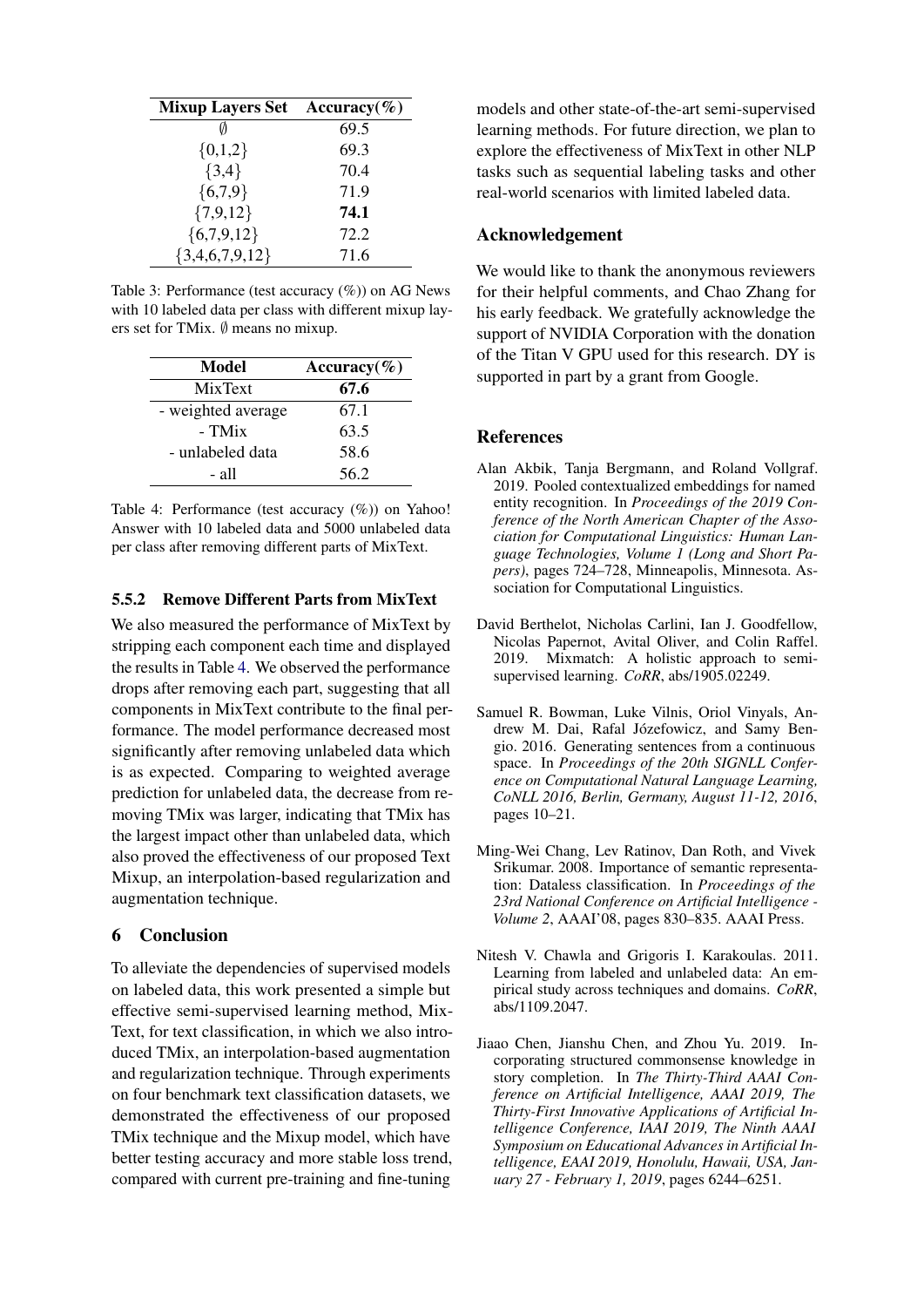| Mixup Layers Set | Accuracy(%) |
|---|---|
| ∅ | 69.5 |
| {0,1,2} | 69.3 |
| {3,4} | 70.4 |
| {6,7,9} | 71.9 |
| {7,9,12} | **74.1** |
| {6,7,9,12} | 72.2 |
| {3,4,6,7,9,12} | 71.6 |

Table 3: Performance (test accuracy (%)) on AG News with 10 labeled data per class with different mixup layers set for TMix. ∅ means no mixup.

| Model | Accuracy(%) |
|---|---|
| MixText | **67.6** |
| - weighted average | 67.1 |
| - TMix | 63.5 |
| - unlabeled data | 58.6 |
| - all | 56.2 |

Table 4: Performance (test accuracy (%)) on Yahoo! Answer with 10 labeled data and 5000 unlabeled data per class after removing different parts of MixText.

#### 5.5.2 Remove Different Parts from MixText

We also measured the performance of MixText by stripping each component each time and displayed the results in Table 4. We observed the performance drops after removing each part, suggesting that all components in MixText contribute to the final performance. The model performance decreased most significantly after removing unlabeled data which is as expected. Comparing to weighted average prediction for unlabeled data, the decrease from removing TMix was larger, indicating that TMix has the largest impact other than unlabeled data, which also proved the effectiveness of our proposed Text Mixup, an interpolation-based regularization and augmentation technique.

## 6 Conclusion

To alleviate the dependencies of supervised models on labeled data, this work presented a simple but effective semi-supervised learning method, MixText, for text classification, in which we also introduced TMix, an interpolation-based augmentation and regularization technique. Through experiments on four benchmark text classification datasets, we demonstrated the effectiveness of our proposed TMix technique and the Mixup model, which have better testing accuracy and more stable loss trend, compared with current pre-training and fine-tuning models and other state-of-the-art semi-supervised learning methods. For future direction, we plan to explore the effectiveness of MixText in other NLP tasks such as sequential labeling tasks and other real-world scenarios with limited labeled data.

## Acknowledgement

We would like to thank the anonymous reviewers for their helpful comments, and Chao Zhang for his early feedback. We gratefully acknowledge the support of NVIDIA Corporation with the donation of the Titan V GPU used for this research. DY is supported in part by a grant from Google.

## References

Alan Akbik, Tanja Bergmann, and Roland Vollgraf. 2019. Pooled contextualized embeddings for named entity recognition. In *Proceedings of the 2019 Conference of the North American Chapter of the Association for Computational Linguistics: Human Language Technologies, Volume 1 (Long and Short Papers)*, pages 724–728, Minneapolis, Minnesota. Association for Computational Linguistics.

David Berthelot, Nicholas Carlini, Ian J. Goodfellow, Nicolas Papernot, Avital Oliver, and Colin Raffel. 2019. Mixmatch: A holistic approach to semi-supervised learning. *CoRR*, abs/1905.02249.

Samuel R. Bowman, Luke Vilnis, Oriol Vinyals, Andrew M. Dai, Rafal Józefowicz, and Samy Bengio. 2016. Generating sentences from a continuous space. In *Proceedings of the 20th SIGNLL Conference on Computational Natural Language Learning, CoNLL 2016, Berlin, Germany, August 11-12, 2016*, pages 10–21.

Ming-Wei Chang, Lev Ratinov, Dan Roth, and Vivek Srikumar. 2008. Importance of semantic representation: Dataless classification. In *Proceedings of the 23rd National Conference on Artificial Intelligence - Volume 2*, AAAI'08, pages 830–835. AAAI Press.

Nitesh V. Chawla and Grigoris I. Karakoulas. 2011. Learning from labeled and unlabeled data: An empirical study across techniques and domains. *CoRR*, abs/1109.2047.

Jiaao Chen, Jianshu Chen, and Zhou Yu. 2019. Incorporating structured commonsense knowledge in story completion. In *The Thirty-Third AAAI Conference on Artificial Intelligence, AAAI 2019, The Thirty-First Innovative Applications of Artificial Intelligence Conference, IAAI 2019, The Ninth AAAI Symposium on Educational Advances in Artificial Intelligence, EAAI 2019, Honolulu, Hawaii, USA, January 27 - February 1, 2019*, pages 6244–6251.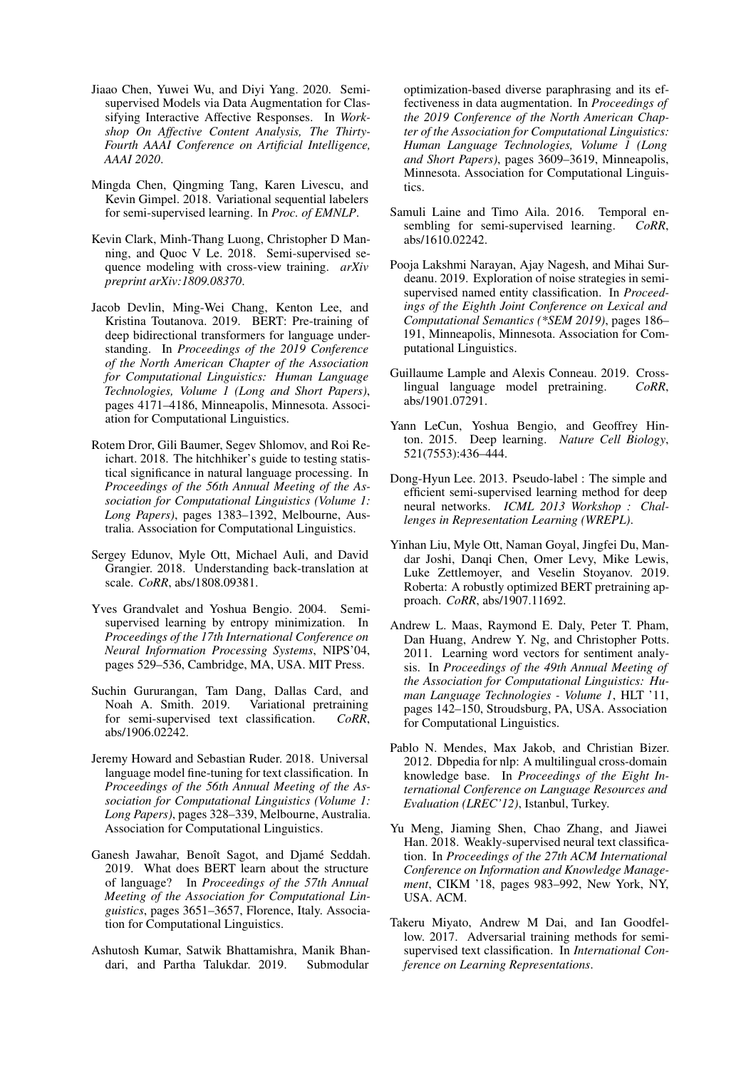Jiaao Chen, Yuwei Wu, and Diyi Yang. 2020. Semi-supervised Models via Data Augmentation for Classifying Interactive Affective Responses. In *Workshop On Affective Content Analysis, The Thirty-Fourth AAAI Conference on Artificial Intelligence, AAAI 2020*.

Mingda Chen, Qingming Tang, Karen Livescu, and Kevin Gimpel. 2018. Variational sequential labelers for semi-supervised learning. In *Proc. of EMNLP*.

Kevin Clark, Minh-Thang Luong, Christopher D Manning, and Quoc V Le. 2018. Semi-supervised sequence modeling with cross-view training. *arXiv preprint arXiv:1809.08370*.

Jacob Devlin, Ming-Wei Chang, Kenton Lee, and Kristina Toutanova. 2019. BERT: Pre-training of deep bidirectional transformers for language understanding. In *Proceedings of the 2019 Conference of the North American Chapter of the Association for Computational Linguistics: Human Language Technologies, Volume 1 (Long and Short Papers)*, pages 4171–4186, Minneapolis, Minnesota. Association for Computational Linguistics.

Rotem Dror, Gili Baumer, Segev Shlomov, and Roi Reichart. 2018. The hitchhiker's guide to testing statistical significance in natural language processing. In *Proceedings of the 56th Annual Meeting of the Association for Computational Linguistics (Volume 1: Long Papers)*, pages 1383–1392, Melbourne, Australia. Association for Computational Linguistics.

Sergey Edunov, Myle Ott, Michael Auli, and David Grangier. 2018. Understanding back-translation at scale. *CoRR*, abs/1808.09381.

Yves Grandvalet and Yoshua Bengio. 2004. Semi-supervised learning by entropy minimization. In *Proceedings of the 17th International Conference on Neural Information Processing Systems*, NIPS'04, pages 529–536, Cambridge, MA, USA. MIT Press.

Suchin Gururangan, Tam Dang, Dallas Card, and Noah A. Smith. 2019. Variational pretraining for semi-supervised text classification. *CoRR*, abs/1906.02242.

Jeremy Howard and Sebastian Ruder. 2018. Universal language model fine-tuning for text classification. In *Proceedings of the 56th Annual Meeting of the Association for Computational Linguistics (Volume 1: Long Papers)*, pages 328–339, Melbourne, Australia. Association for Computational Linguistics.

Ganesh Jawahar, Benoît Sagot, and Djamé Seddah. 2019. What does BERT learn about the structure of language? In *Proceedings of the 57th Annual Meeting of the Association for Computational Linguistics*, pages 3651–3657, Florence, Italy. Association for Computational Linguistics.

Ashutosh Kumar, Satwik Bhattamishra, Manik Bhandari, and Partha Talukdar. 2019. Submodular optimization-based diverse paraphrasing and its effectiveness in data augmentation. In *Proceedings of the 2019 Conference of the North American Chapter of the Association for Computational Linguistics: Human Language Technologies, Volume 1 (Long and Short Papers)*, pages 3609–3619, Minneapolis, Minnesota. Association for Computational Linguistics.

Samuli Laine and Timo Aila. 2016. Temporal ensembling for semi-supervised learning. *CoRR*, abs/1610.02242.

Pooja Lakshmi Narayan, Ajay Nagesh, and Mihai Surdeanu. 2019. Exploration of noise strategies in semi-supervised named entity classification. In *Proceedings of the Eighth Joint Conference on Lexical and Computational Semantics (*SEM 2019)*, pages 186–191, Minneapolis, Minnesota. Association for Computational Linguistics.

Guillaume Lample and Alexis Conneau. 2019. Cross-lingual language model pretraining. *CoRR*, abs/1901.07291.

Yann LeCun, Yoshua Bengio, and Geoffrey Hinton. 2015. Deep learning. *Nature Cell Biology*, 521(7553):436–444.

Dong-Hyun Lee. 2013. Pseudo-label : The simple and efficient semi-supervised learning method for deep neural networks. *ICML 2013 Workshop : Challenges in Representation Learning (WREPL)*.

Yinhan Liu, Myle Ott, Naman Goyal, Jingfei Du, Mandar Joshi, Danqi Chen, Omer Levy, Mike Lewis, Luke Zettlemoyer, and Veselin Stoyanov. 2019. Roberta: A robustly optimized BERT pretraining approach. *CoRR*, abs/1907.11692.

Andrew L. Maas, Raymond E. Daly, Peter T. Pham, Dan Huang, Andrew Y. Ng, and Christopher Potts. 2011. Learning word vectors for sentiment analysis. In *Proceedings of the 49th Annual Meeting of the Association for Computational Linguistics: Human Language Technologies - Volume 1*, HLT '11, pages 142–150, Stroudsburg, PA, USA. Association for Computational Linguistics.

Pablo N. Mendes, Max Jakob, and Christian Bizer. 2012. Dbpedia for nlp: A multilingual cross-domain knowledge base. In *Proceedings of the Eight International Conference on Language Resources and Evaluation (LREC'12)*, Istanbul, Turkey.

Yu Meng, Jiaming Shen, Chao Zhang, and Jiawei Han. 2018. Weakly-supervised neural text classification. In *Proceedings of the 27th ACM International Conference on Information and Knowledge Management*, CIKM '18, pages 983–992, New York, NY, USA. ACM.

Takeru Miyato, Andrew M Dai, and Ian Goodfellow. 2017. Adversarial training methods for semi-supervised text classification. In *International Conference on Learning Representations*.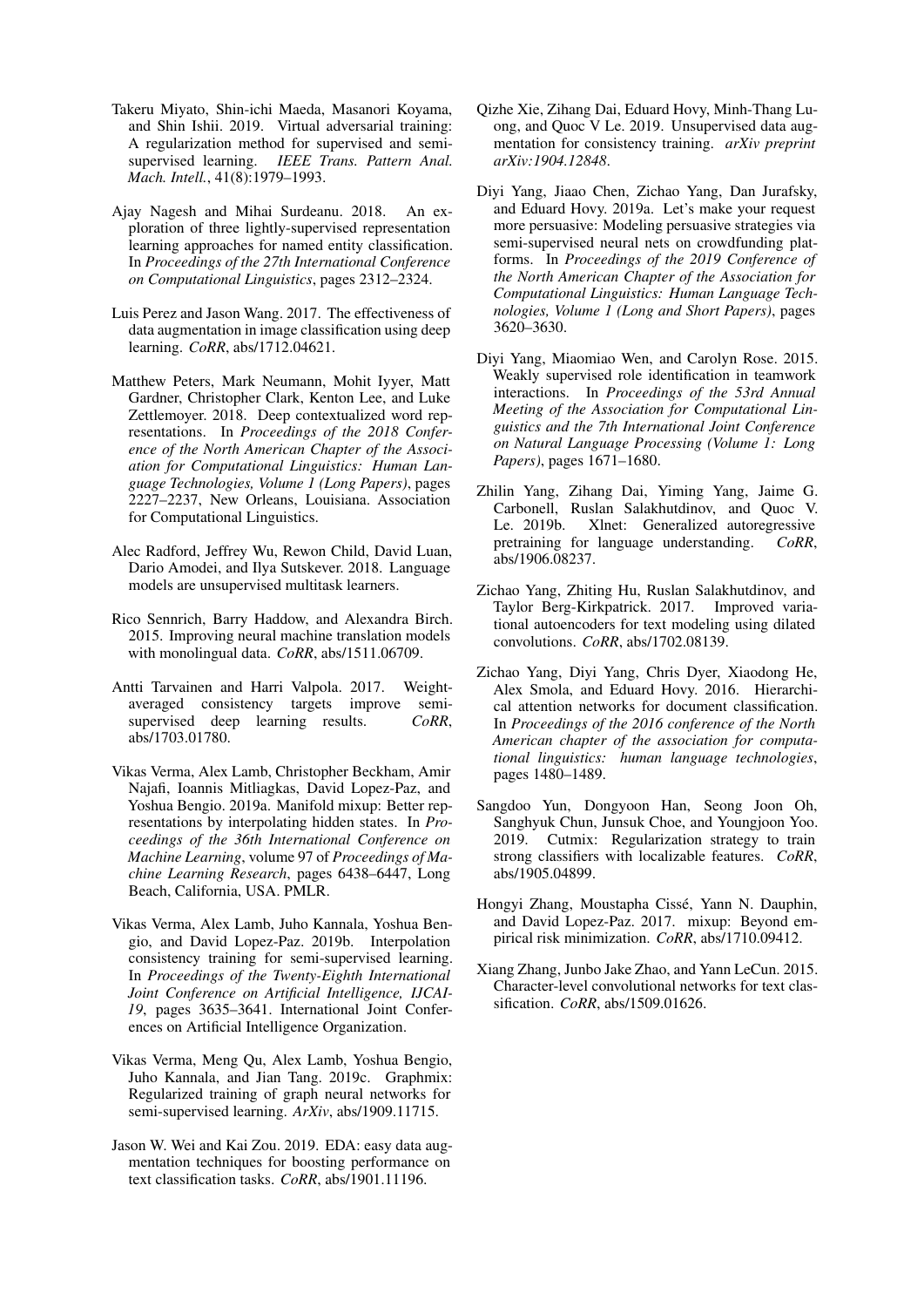Takeru Miyato, Shin-ichi Maeda, Masanori Koyama, and Shin Ishii. 2019. Virtual adversarial training: A regularization method for supervised and semi-supervised learning. *IEEE Trans. Pattern Anal. Mach. Intell.*, 41(8):1979–1993.

Ajay Nagesh and Mihai Surdeanu. 2018. An exploration of three lightly-supervised representation learning approaches for named entity classification. In *Proceedings of the 27th International Conference on Computational Linguistics*, pages 2312–2324.

Luis Perez and Jason Wang. 2017. The effectiveness of data augmentation in image classification using deep learning. *CoRR*, abs/1712.04621.

Matthew Peters, Mark Neumann, Mohit Iyyer, Matt Gardner, Christopher Clark, Kenton Lee, and Luke Zettlemoyer. 2018. Deep contextualized word representations. In *Proceedings of the 2018 Conference of the North American Chapter of the Association for Computational Linguistics: Human Language Technologies, Volume 1 (Long Papers)*, pages 2227–2237, New Orleans, Louisiana. Association for Computational Linguistics.

Alec Radford, Jeffrey Wu, Rewon Child, David Luan, Dario Amodei, and Ilya Sutskever. 2018. Language models are unsupervised multitask learners.

Rico Sennrich, Barry Haddow, and Alexandra Birch. 2015. Improving neural machine translation models with monolingual data. *CoRR*, abs/1511.06709.

Antti Tarvainen and Harri Valpola. 2017. Weight-averaged consistency targets improve semi-supervised deep learning results. *CoRR*, abs/1703.01780.

Vikas Verma, Alex Lamb, Christopher Beckham, Amir Najafi, Ioannis Mitliagkas, David Lopez-Paz, and Yoshua Bengio. 2019a. Manifold mixup: Better representations by interpolating hidden states. In *Proceedings of the 36th International Conference on Machine Learning*, volume 97 of *Proceedings of Machine Learning Research*, pages 6438–6447, Long Beach, California, USA. PMLR.

Vikas Verma, Alex Lamb, Juho Kannala, Yoshua Bengio, and David Lopez-Paz. 2019b. Interpolation consistency training for semi-supervised learning. In *Proceedings of the Twenty-Eighth International Joint Conference on Artificial Intelligence, IJCAI-19*, pages 3635–3641. International Joint Conferences on Artificial Intelligence Organization.

Vikas Verma, Meng Qu, Alex Lamb, Yoshua Bengio, Juho Kannala, and Jian Tang. 2019c. Graphmix: Regularized training of graph neural networks for semi-supervised learning. *ArXiv*, abs/1909.11715.

Jason W. Wei and Kai Zou. 2019. EDA: easy data augmentation techniques for boosting performance on text classification tasks. *CoRR*, abs/1901.11196.

Qizhe Xie, Zihang Dai, Eduard Hovy, Minh-Thang Luong, and Quoc V Le. 2019. Unsupervised data augmentation for consistency training. *arXiv preprint arXiv:1904.12848*.

Diyi Yang, Jiaao Chen, Zichao Yang, Dan Jurafsky, and Eduard Hovy. 2019a. Let's make your request more persuasive: Modeling persuasive strategies via semi-supervised neural nets on crowdfunding platforms. In *Proceedings of the 2019 Conference of the North American Chapter of the Association for Computational Linguistics: Human Language Technologies, Volume 1 (Long and Short Papers)*, pages 3620–3630.

Diyi Yang, Miaomiao Wen, and Carolyn Rose. 2015. Weakly supervised role identification in teamwork interactions. In *Proceedings of the 53rd Annual Meeting of the Association for Computational Linguistics and the 7th International Joint Conference on Natural Language Processing (Volume 1: Long Papers)*, pages 1671–1680.

Zhilin Yang, Zihang Dai, Yiming Yang, Jaime G. Carbonell, Ruslan Salakhutdinov, and Quoc V. Le. 2019b. Xlnet: Generalized autoregressive pretraining for language understanding. *CoRR*, abs/1906.08237.

Zichao Yang, Zhiting Hu, Ruslan Salakhutdinov, and Taylor Berg-Kirkpatrick. 2017. Improved variational autoencoders for text modeling using dilated convolutions. *CoRR*, abs/1702.08139.

Zichao Yang, Diyi Yang, Chris Dyer, Xiaodong He, Alex Smola, and Eduard Hovy. 2016. Hierarchical attention networks for document classification. In *Proceedings of the 2016 conference of the North American chapter of the association for computational linguistics: human language technologies*, pages 1480–1489.

Sangdoo Yun, Dongyoon Han, Seong Joon Oh, Sanghyuk Chun, Junsuk Choe, and Youngjoon Yoo. 2019. Cutmix: Regularization strategy to train strong classifiers with localizable features. *CoRR*, abs/1905.04899.

Hongyi Zhang, Moustapha Cissé, Yann N. Dauphin, and David Lopez-Paz. 2017. mixup: Beyond empirical risk minimization. *CoRR*, abs/1710.09412.

Xiang Zhang, Junbo Jake Zhao, and Yann LeCun. 2015. Character-level convolutional networks for text classification. *CoRR*, abs/1509.01626.